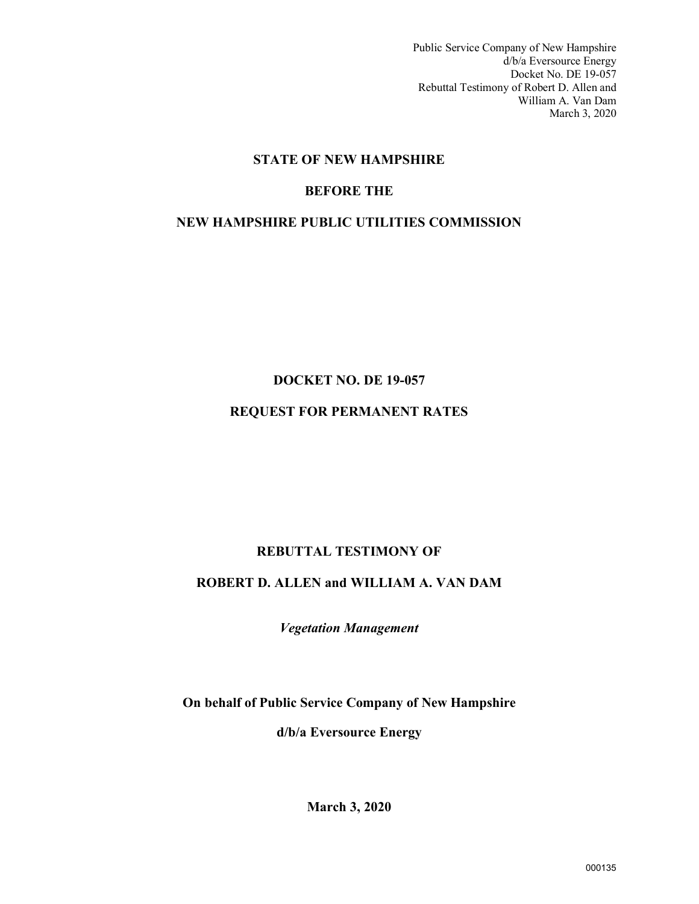**STATE OF NEW HAMPSHIRE**

**BEFORE THE**

**NEW HAMPSHIRE PUBLIC UTILITIES COMMISSION**

**DOCKET NO. DE 19-057**

**REQUEST FOR PERMANENT RATES**

**REBUTTAL TESTIMONY OF**

**ROBERT D. ALLEN and WILLIAM A. VAN DAM**

***Vegetation Management***

**On behalf of Public Service Company of New Hampshire**

**d/b/a Eversource Energy**

**March 3, 2020**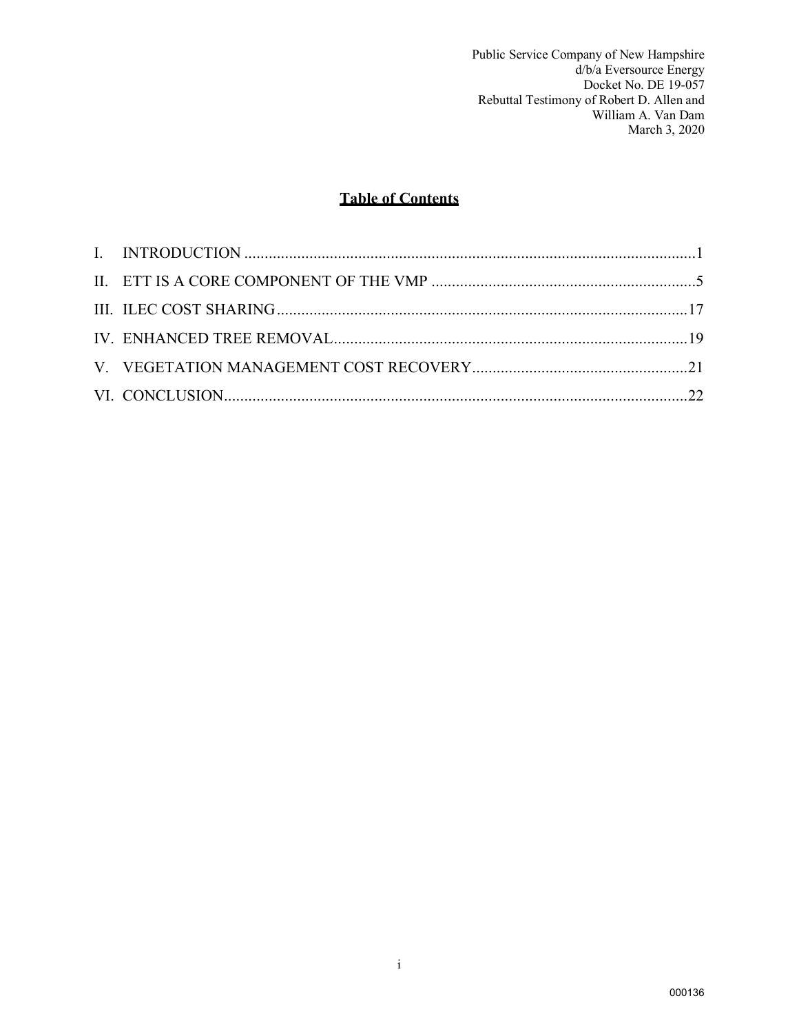# Table of Contents

I. INTRODUCTION ....................................................................................................1

II. ETT IS A CORE COMPONENT OF THE VMP ......................................................5

III. ILEC COST SHARING ..........................................................................................17

IV. ENHANCED TREE REMOVAL ............................................................................19

V. VEGETATION MANAGEMENT COST RECOVERY ..........................................21

VI. CONCLUSION .....................................................................................................22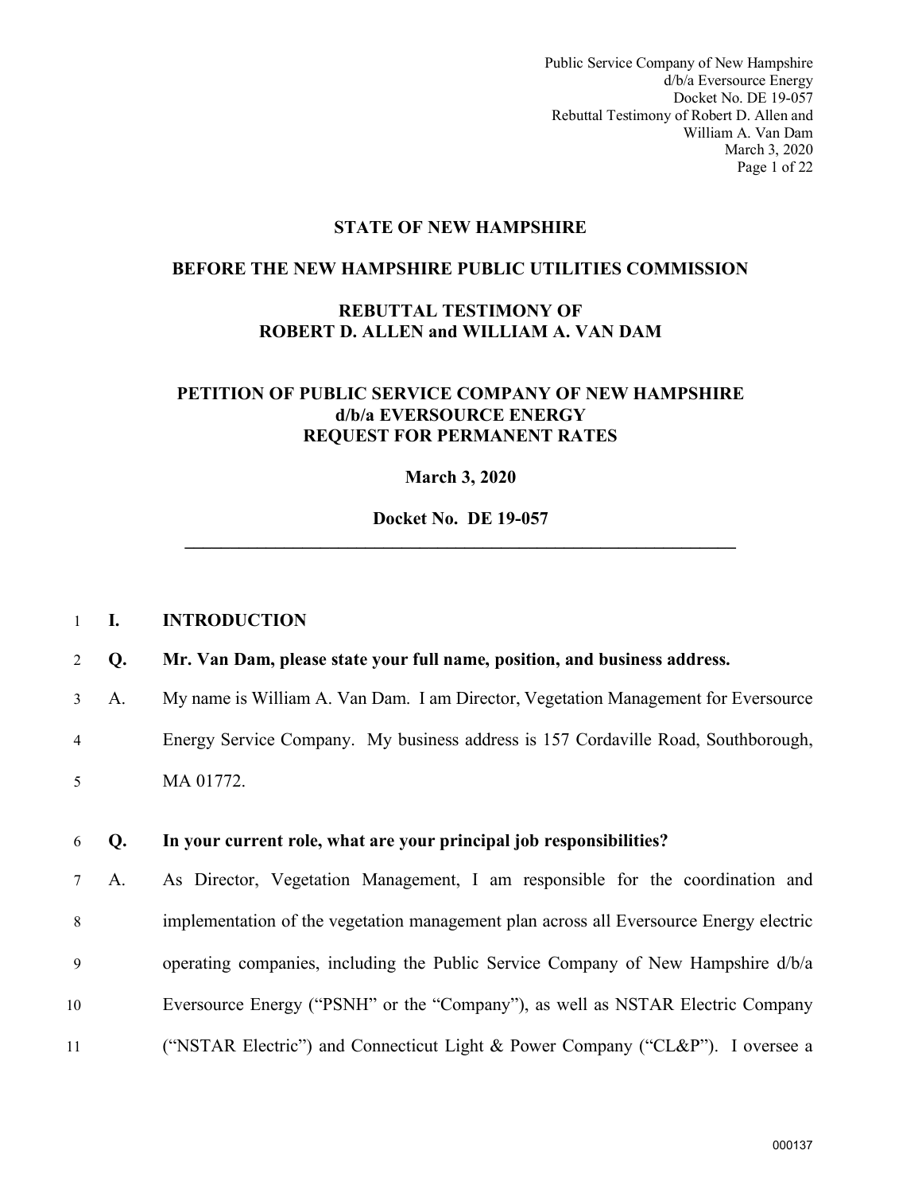**STATE OF NEW HAMPSHIRE**

**BEFORE THE NEW HAMPSHIRE PUBLIC UTILITIES COMMISSION**

**REBUTTAL TESTIMONY OF**
**ROBERT D. ALLEN and WILLIAM A. VAN DAM**

**PETITION OF PUBLIC SERVICE COMPANY OF NEW HAMPSHIRE**
**d/b/a EVERSOURCE ENERGY**
**REQUEST FOR PERMANENT RATES**

**March 3, 2020**

**Docket No. DE 19-057**

---

## I. INTRODUCTION

**Q. Mr. Van Dam, please state your full name, position, and business address.**

A. My name is William A. Van Dam. I am Director, Vegetation Management for Eversource Energy Service Company. My business address is 157 Cordaville Road, Southborough, MA 01772.

**Q. In your current role, what are your principal job responsibilities?**

A. As Director, Vegetation Management, I am responsible for the coordination and implementation of the vegetation management plan across all Eversource Energy electric operating companies, including the Public Service Company of New Hampshire d/b/a Eversource Energy ("PSNH" or the "Company"), as well as NSTAR Electric Company ("NSTAR Electric") and Connecticut Light & Power Company ("CL&P"). I oversee a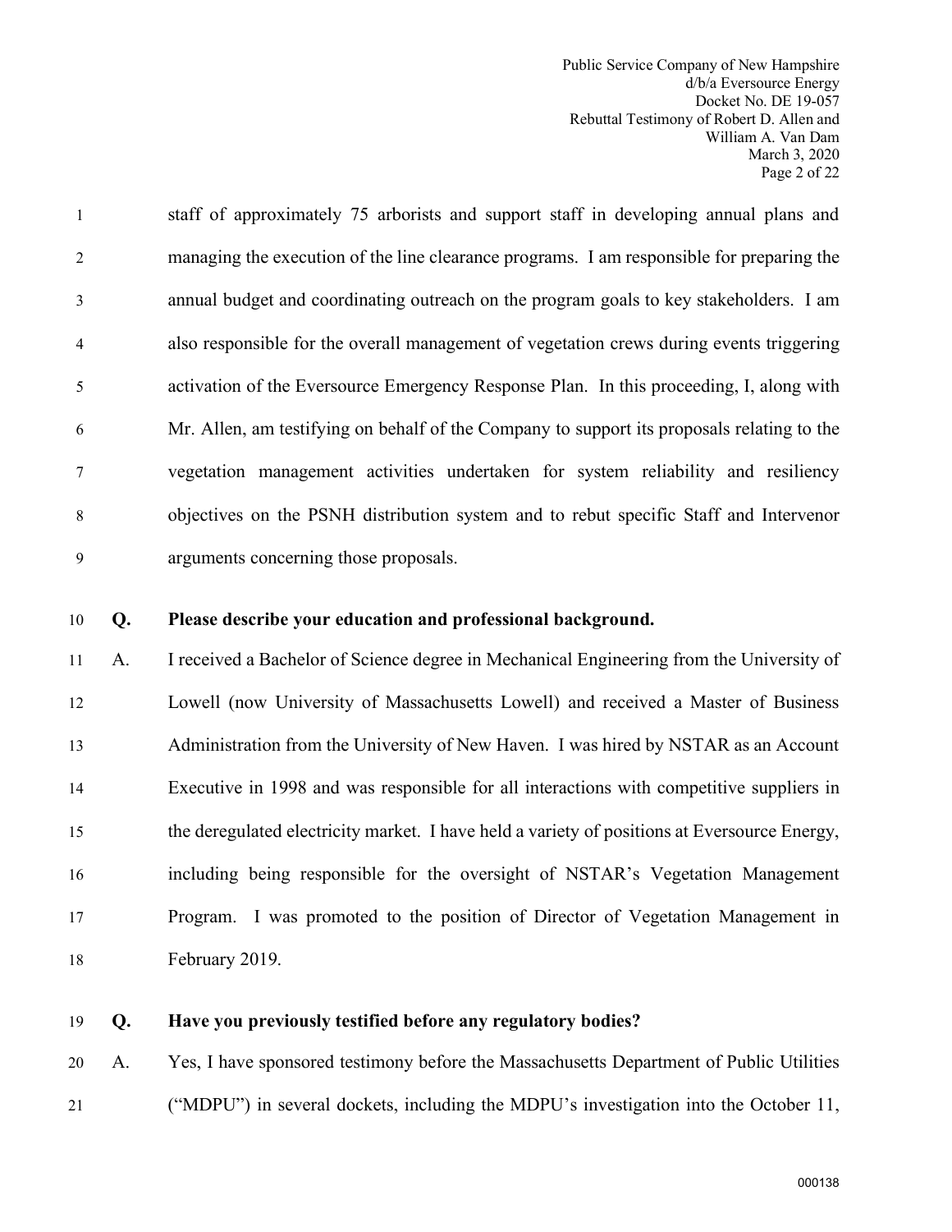staff of approximately 75 arborists and support staff in developing annual plans and managing the execution of the line clearance programs. I am responsible for preparing the annual budget and coordinating outreach on the program goals to key stakeholders. I am also responsible for the overall management of vegetation crews during events triggering activation of the Eversource Emergency Response Plan. In this proceeding, I, along with Mr. Allen, am testifying on behalf of the Company to support its proposals relating to the vegetation management activities undertaken for system reliability and resiliency objectives on the PSNH distribution system and to rebut specific Staff and Intervenor arguments concerning those proposals.

**Q. Please describe your education and professional background.**

A. I received a Bachelor of Science degree in Mechanical Engineering from the University of Lowell (now University of Massachusetts Lowell) and received a Master of Business Administration from the University of New Haven. I was hired by NSTAR as an Account Executive in 1998 and was responsible for all interactions with competitive suppliers in the deregulated electricity market. I have held a variety of positions at Eversource Energy, including being responsible for the oversight of NSTAR's Vegetation Management Program. I was promoted to the position of Director of Vegetation Management in February 2019.

**Q. Have you previously testified before any regulatory bodies?**

A. Yes, I have sponsored testimony before the Massachusetts Department of Public Utilities ("MDPU") in several dockets, including the MDPU's investigation into the October 11,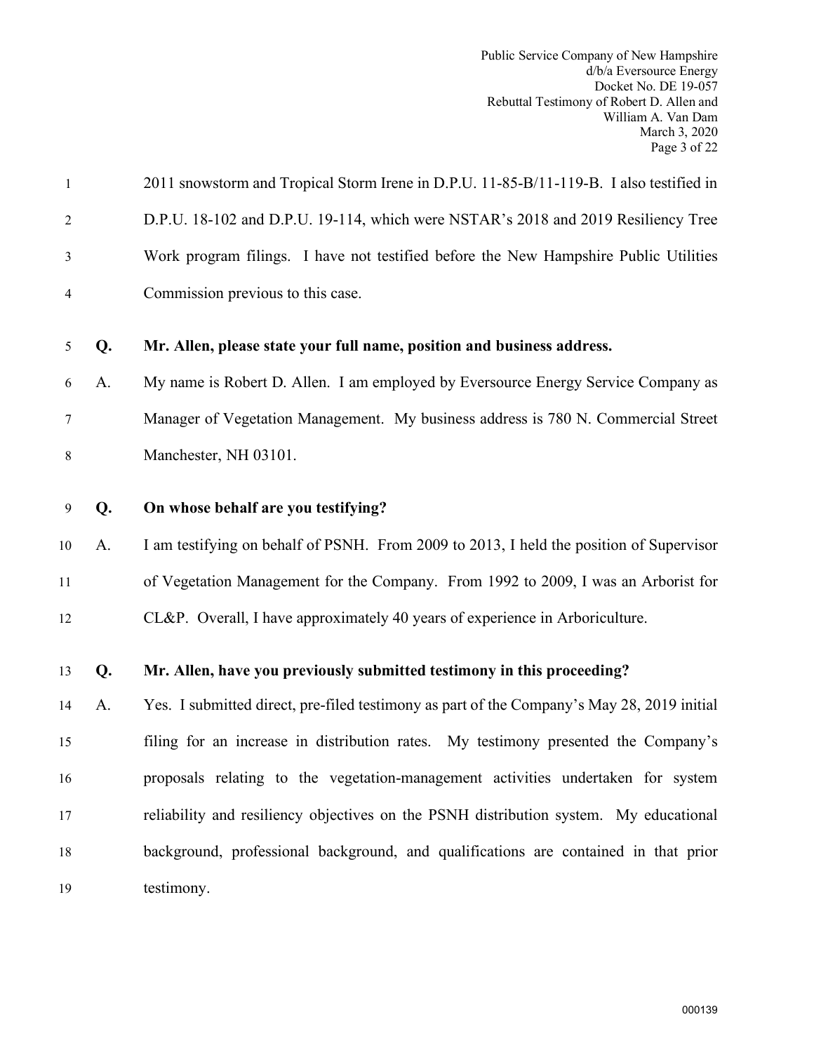2011 snowstorm and Tropical Storm Irene in D.P.U. 11-85-B/11-119-B. I also testified in D.P.U. 18-102 and D.P.U. 19-114, which were NSTAR's 2018 and 2019 Resiliency Tree Work program filings. I have not testified before the New Hampshire Public Utilities Commission previous to this case.

**Q. Mr. Allen, please state your full name, position and business address.**

A. My name is Robert D. Allen. I am employed by Eversource Energy Service Company as Manager of Vegetation Management. My business address is 780 N. Commercial Street Manchester, NH 03101.

**Q. On whose behalf are you testifying?**

A. I am testifying on behalf of PSNH. From 2009 to 2013, I held the position of Supervisor of Vegetation Management for the Company. From 1992 to 2009, I was an Arborist for CL&P. Overall, I have approximately 40 years of experience in Arboriculture.

**Q. Mr. Allen, have you previously submitted testimony in this proceeding?**

A. Yes. I submitted direct, pre-filed testimony as part of the Company's May 28, 2019 initial filing for an increase in distribution rates. My testimony presented the Company's proposals relating to the vegetation-management activities undertaken for system reliability and resiliency objectives on the PSNH distribution system. My educational background, professional background, and qualifications are contained in that prior testimony.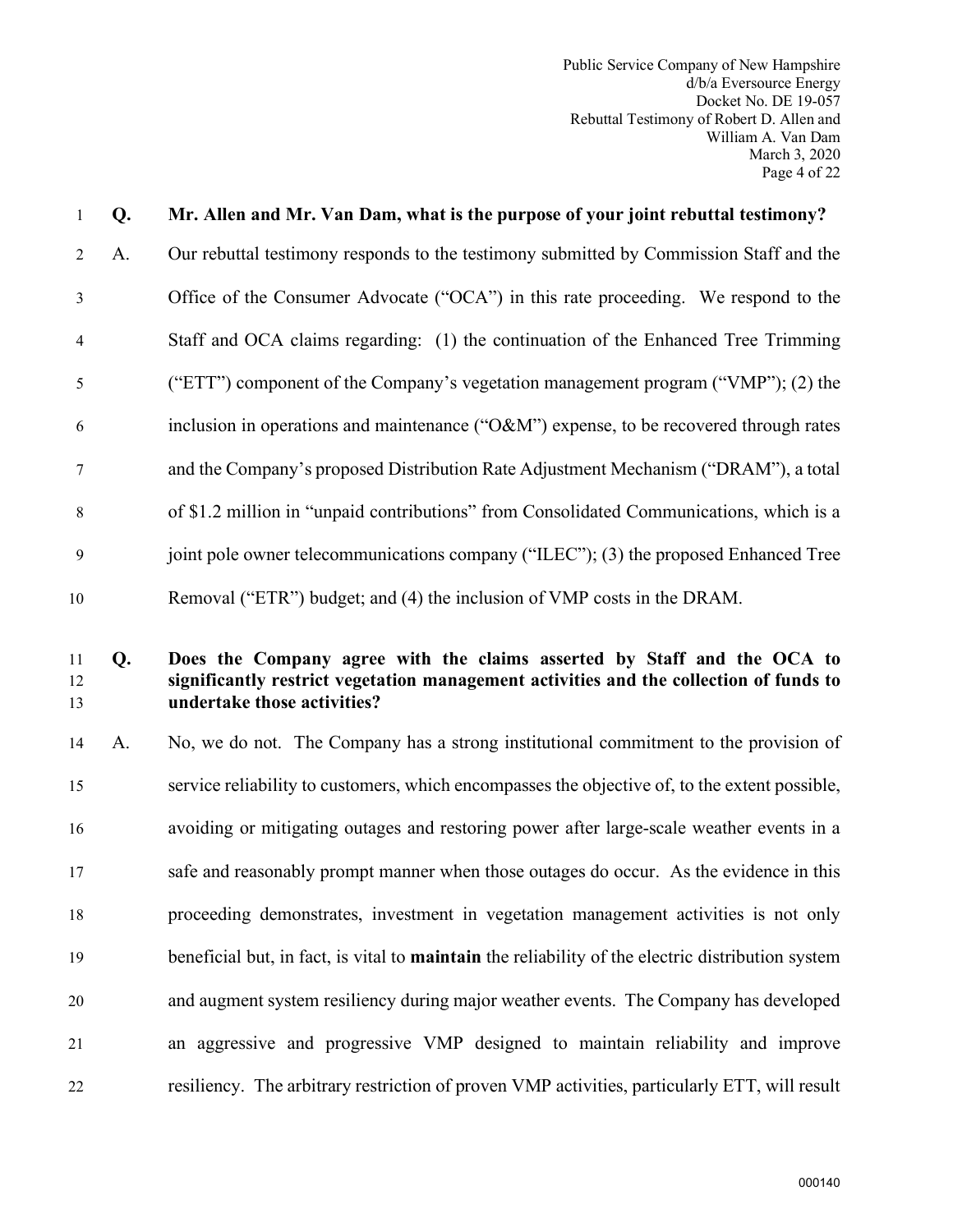**Q. Mr. Allen and Mr. Van Dam, what is the purpose of your joint rebuttal testimony?**

A. Our rebuttal testimony responds to the testimony submitted by Commission Staff and the Office of the Consumer Advocate ("OCA") in this rate proceeding. We respond to the Staff and OCA claims regarding: (1) the continuation of the Enhanced Tree Trimming ("ETT") component of the Company's vegetation management program ("VMP"); (2) the inclusion in operations and maintenance ("O&M") expense, to be recovered through rates and the Company's proposed Distribution Rate Adjustment Mechanism ("DRAM"), a total of $1.2 million in "unpaid contributions" from Consolidated Communications, which is a joint pole owner telecommunications company ("ILEC"); (3) the proposed Enhanced Tree Removal ("ETR") budget; and (4) the inclusion of VMP costs in the DRAM.

**Q. Does the Company agree with the claims asserted by Staff and the OCA to significantly restrict vegetation management activities and the collection of funds to undertake those activities?**

A. No, we do not. The Company has a strong institutional commitment to the provision of service reliability to customers, which encompasses the objective of, to the extent possible, avoiding or mitigating outages and restoring power after large-scale weather events in a safe and reasonably prompt manner when those outages do occur. As the evidence in this proceeding demonstrates, investment in vegetation management activities is not only beneficial but, in fact, is vital to **maintain** the reliability of the electric distribution system and augment system resiliency during major weather events. The Company has developed an aggressive and progressive VMP designed to maintain reliability and improve resiliency. The arbitrary restriction of proven VMP activities, particularly ETT, will result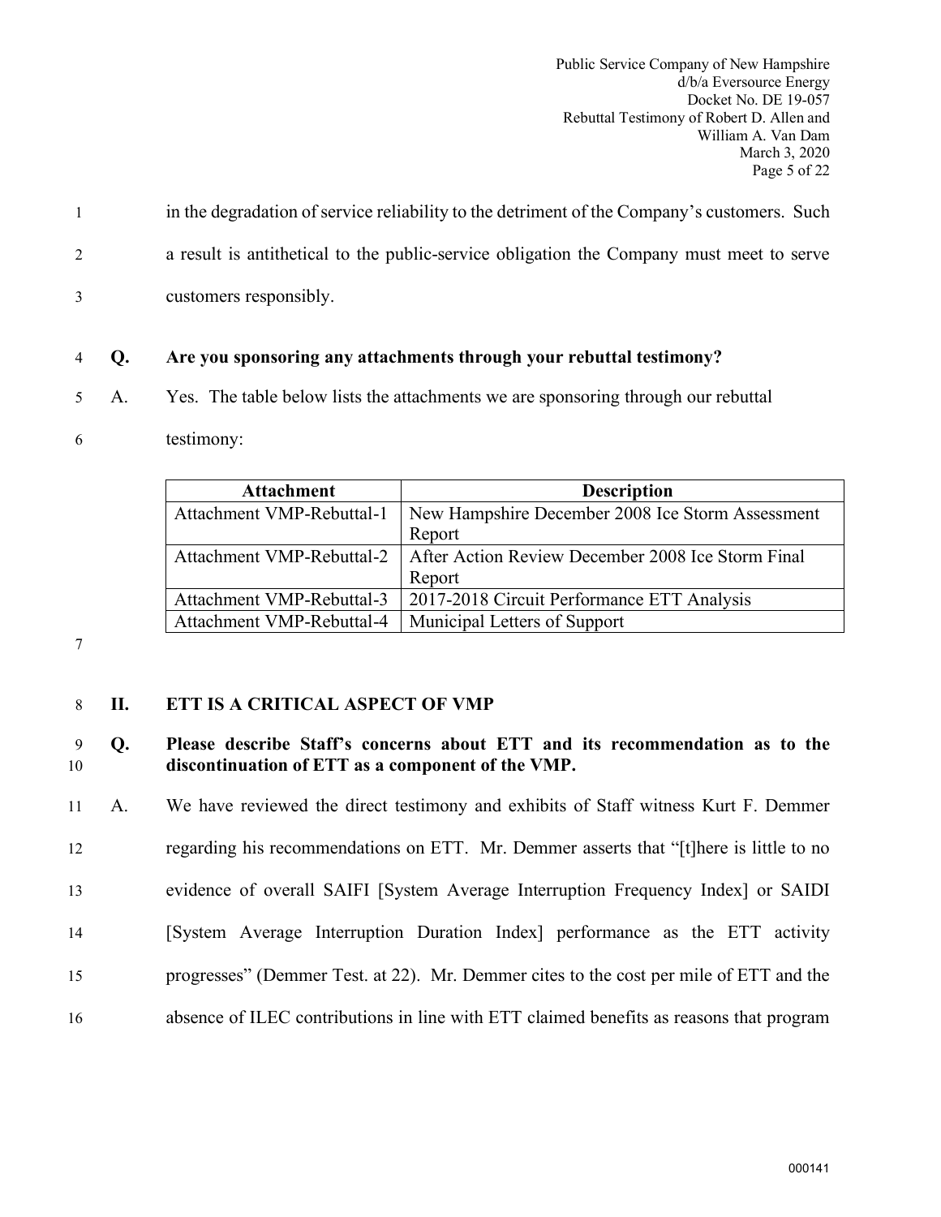in the degradation of service reliability to the detriment of the Company's customers. Such a result is antithetical to the public-service obligation the Company must meet to serve customers responsibly.

**Q. Are you sponsoring any attachments through your rebuttal testimony?**

A. Yes. The table below lists the attachments we are sponsoring through our rebuttal testimony:

| Attachment | Description |
|---|---|
| Attachment VMP-Rebuttal-1 | New Hampshire December 2008 Ice Storm Assessment Report |
| Attachment VMP-Rebuttal-2 | After Action Review December 2008 Ice Storm Final Report |
| Attachment VMP-Rebuttal-3 | 2017-2018 Circuit Performance ETT Analysis |
| Attachment VMP-Rebuttal-4 | Municipal Letters of Support |

## II. ETT IS A CRITICAL ASPECT OF VMP

**Q. Please describe Staff's concerns about ETT and its recommendation as to the discontinuation of ETT as a component of the VMP.**

A. We have reviewed the direct testimony and exhibits of Staff witness Kurt F. Demmer regarding his recommendations on ETT. Mr. Demmer asserts that "[t]here is little to no evidence of overall SAIFI [System Average Interruption Frequency Index] or SAIDI [System Average Interruption Duration Index] performance as the ETT activity progresses" (Demmer Test. at 22). Mr. Demmer cites to the cost per mile of ETT and the absence of ILEC contributions in line with ETT claimed benefits as reasons that program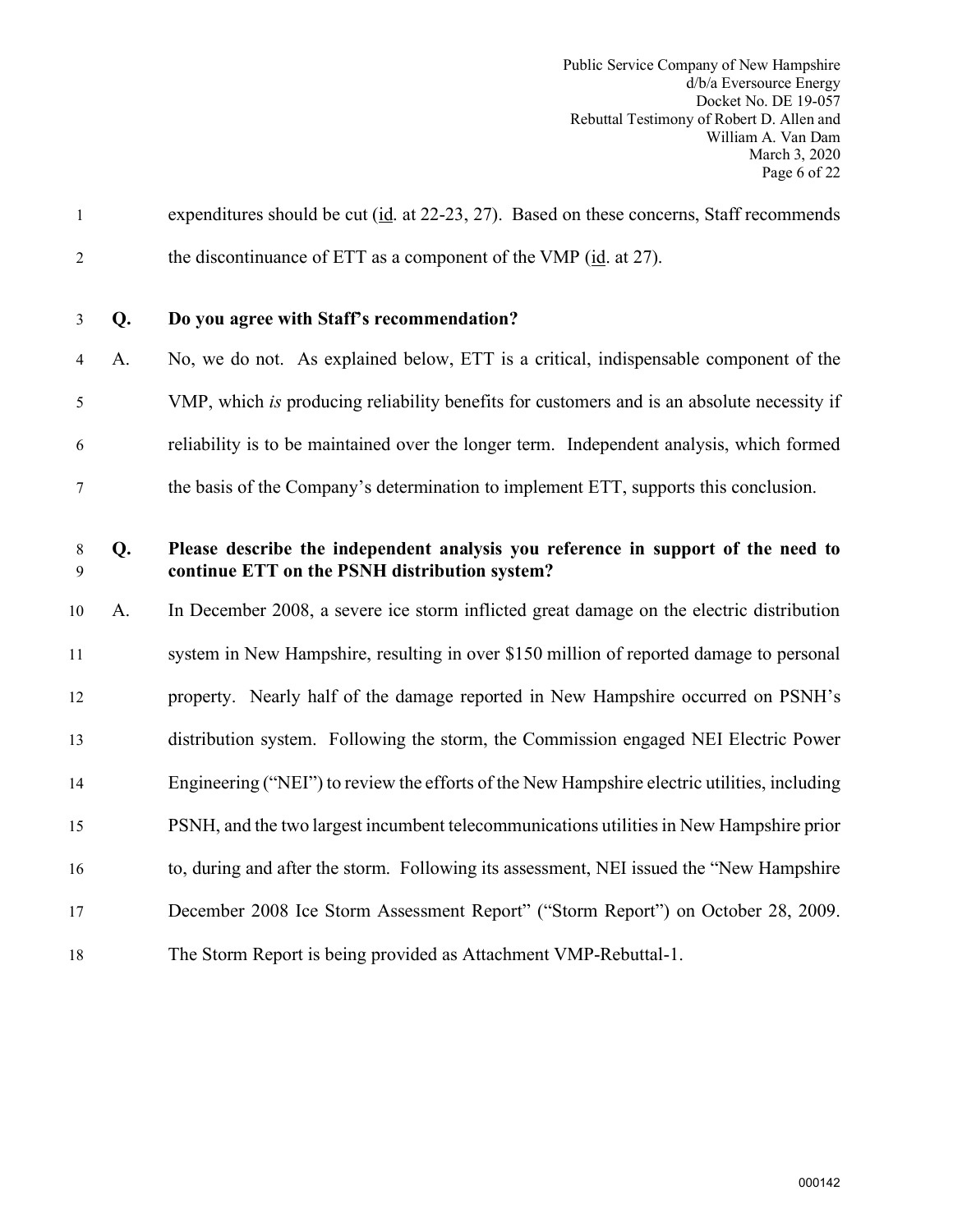expenditures should be cut (id. at 22-23, 27). Based on these concerns, Staff recommends the discontinuance of ETT as a component of the VMP (id. at 27).

**Q. Do you agree with Staff's recommendation?**

A. No, we do not. As explained below, ETT is a critical, indispensable component of the VMP, which *is* producing reliability benefits for customers and is an absolute necessity if reliability is to be maintained over the longer term. Independent analysis, which formed the basis of the Company's determination to implement ETT, supports this conclusion.

**Q. Please describe the independent analysis you reference in support of the need to continue ETT on the PSNH distribution system?**

A. In December 2008, a severe ice storm inflicted great damage on the electric distribution system in New Hampshire, resulting in over $150 million of reported damage to personal property. Nearly half of the damage reported in New Hampshire occurred on PSNH's distribution system. Following the storm, the Commission engaged NEI Electric Power Engineering ("NEI") to review the efforts of the New Hampshire electric utilities, including PSNH, and the two largest incumbent telecommunications utilities in New Hampshire prior to, during and after the storm. Following its assessment, NEI issued the "New Hampshire December 2008 Ice Storm Assessment Report" ("Storm Report") on October 28, 2009. The Storm Report is being provided as Attachment VMP-Rebuttal-1.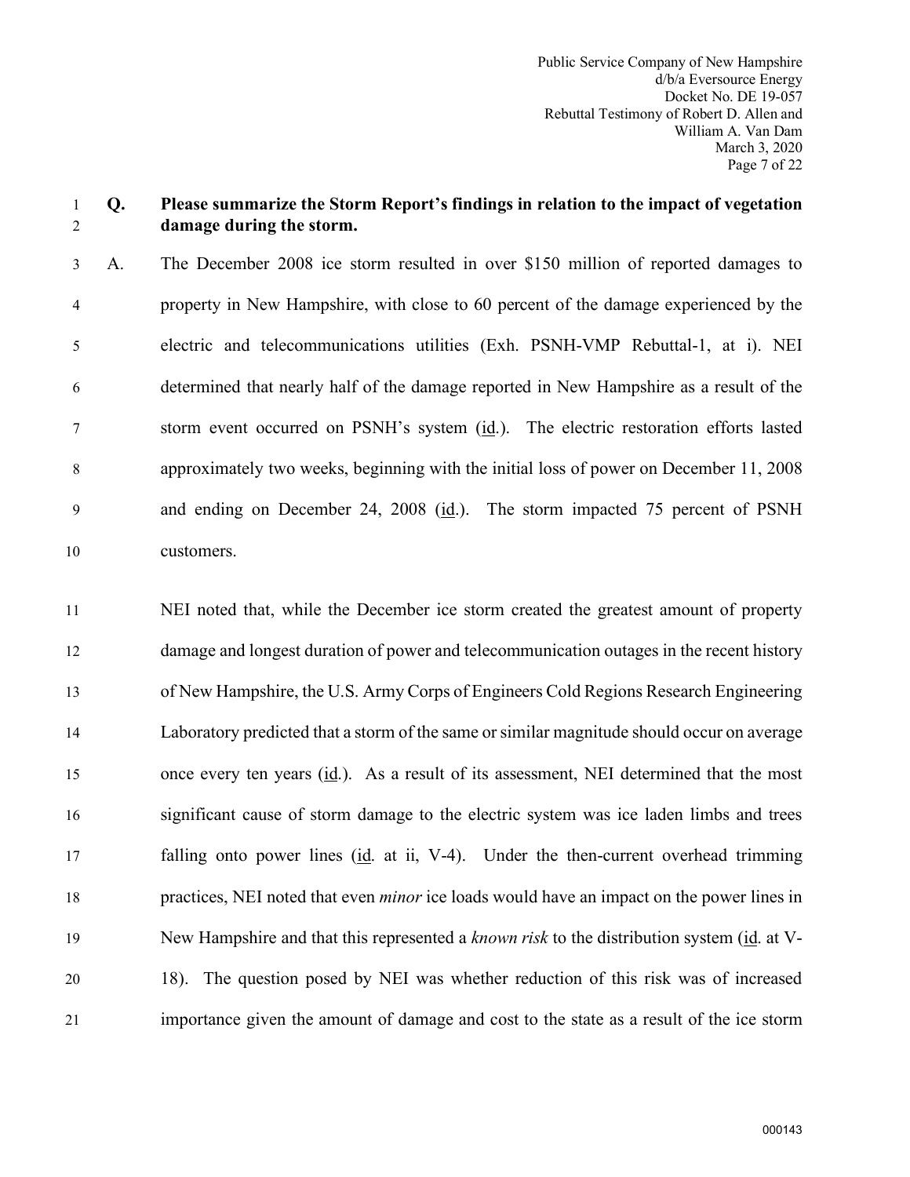**Q. Please summarize the Storm Report's findings in relation to the impact of vegetation damage during the storm.**

A. The December 2008 ice storm resulted in over $150 million of reported damages to property in New Hampshire, with close to 60 percent of the damage experienced by the electric and telecommunications utilities (Exh. PSNH-VMP Rebuttal-1, at i). NEI determined that nearly half of the damage reported in New Hampshire as a result of the storm event occurred on PSNH's system (id.). The electric restoration efforts lasted approximately two weeks, beginning with the initial loss of power on December 11, 2008 and ending on December 24, 2008 (id.). The storm impacted 75 percent of PSNH customers.

NEI noted that, while the December ice storm created the greatest amount of property damage and longest duration of power and telecommunication outages in the recent history of New Hampshire, the U.S. Army Corps of Engineers Cold Regions Research Engineering Laboratory predicted that a storm of the same or similar magnitude should occur on average once every ten years (id.). As a result of its assessment, NEI determined that the most significant cause of storm damage to the electric system was ice laden limbs and trees falling onto power lines (id. at ii, V-4). Under the then-current overhead trimming practices, NEI noted that even *minor* ice loads would have an impact on the power lines in New Hampshire and that this represented a *known risk* to the distribution system (id. at V-18). The question posed by NEI was whether reduction of this risk was of increased importance given the amount of damage and cost to the state as a result of the ice storm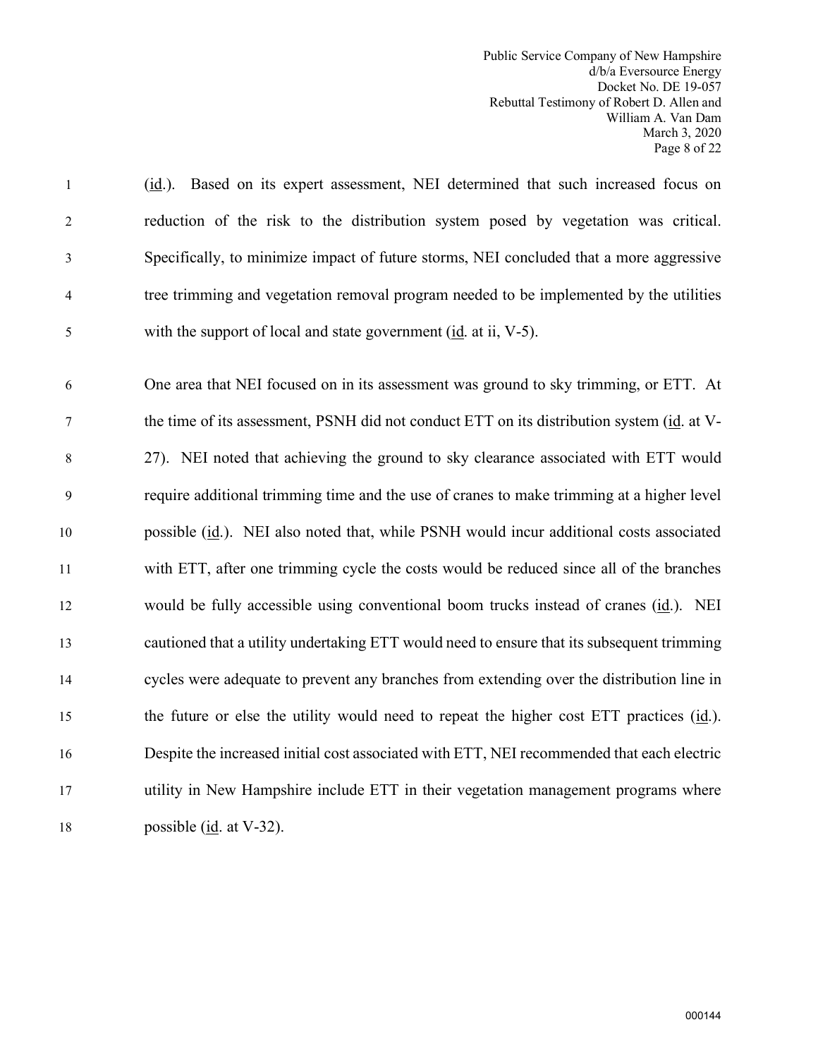(id.). Based on its expert assessment, NEI determined that such increased focus on reduction of the risk to the distribution system posed by vegetation was critical. Specifically, to minimize impact of future storms, NEI concluded that a more aggressive tree trimming and vegetation removal program needed to be implemented by the utilities with the support of local and state government (id. at ii, V-5).

One area that NEI focused on in its assessment was ground to sky trimming, or ETT. At the time of its assessment, PSNH did not conduct ETT on its distribution system (id. at V-27). NEI noted that achieving the ground to sky clearance associated with ETT would require additional trimming time and the use of cranes to make trimming at a higher level possible (id.). NEI also noted that, while PSNH would incur additional costs associated with ETT, after one trimming cycle the costs would be reduced since all of the branches would be fully accessible using conventional boom trucks instead of cranes (id.). NEI cautioned that a utility undertaking ETT would need to ensure that its subsequent trimming cycles were adequate to prevent any branches from extending over the distribution line in the future or else the utility would need to repeat the higher cost ETT practices (id.). Despite the increased initial cost associated with ETT, NEI recommended that each electric utility in New Hampshire include ETT in their vegetation management programs where possible (id. at V-32).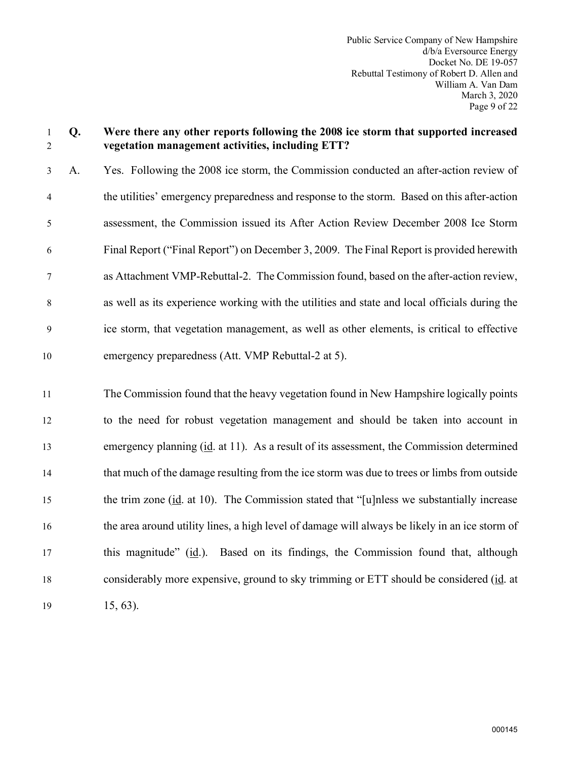**Q. Were there any other reports following the 2008 ice storm that supported increased vegetation management activities, including ETT?**

A. Yes. Following the 2008 ice storm, the Commission conducted an after-action review of the utilities' emergency preparedness and response to the storm. Based on this after-action assessment, the Commission issued its After Action Review December 2008 Ice Storm Final Report ("Final Report") on December 3, 2009. The Final Report is provided herewith as Attachment VMP-Rebuttal-2. The Commission found, based on the after-action review, as well as its experience working with the utilities and state and local officials during the ice storm, that vegetation management, as well as other elements, is critical to effective emergency preparedness (Att. VMP Rebuttal-2 at 5).

The Commission found that the heavy vegetation found in New Hampshire logically points to the need for robust vegetation management and should be taken into account in emergency planning (id. at 11). As a result of its assessment, the Commission determined that much of the damage resulting from the ice storm was due to trees or limbs from outside the trim zone (id. at 10). The Commission stated that "[u]nless we substantially increase the area around utility lines, a high level of damage will always be likely in an ice storm of this magnitude" (id.). Based on its findings, the Commission found that, although considerably more expensive, ground to sky trimming or ETT should be considered (id. at 15, 63).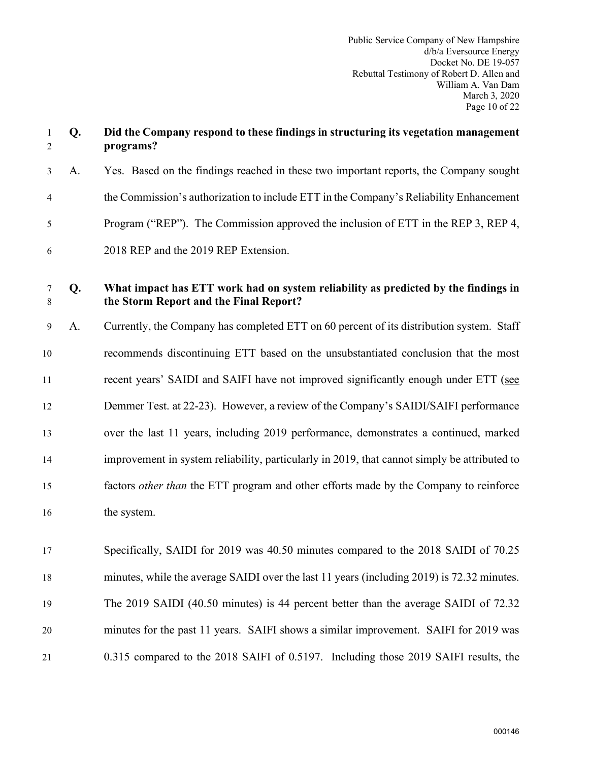**Q. Did the Company respond to these findings in structuring its vegetation management programs?**

A. Yes. Based on the findings reached in these two important reports, the Company sought the Commission's authorization to include ETT in the Company's Reliability Enhancement Program ("REP"). The Commission approved the inclusion of ETT in the REP 3, REP 4, 2018 REP and the 2019 REP Extension.

**Q. What impact has ETT work had on system reliability as predicted by the findings in the Storm Report and the Final Report?**

A. Currently, the Company has completed ETT on 60 percent of its distribution system. Staff recommends discontinuing ETT based on the unsubstantiated conclusion that the most recent years' SAIDI and SAIFI have not improved significantly enough under ETT (see Demmer Test. at 22-23). However, a review of the Company's SAIDI/SAIFI performance over the last 11 years, including 2019 performance, demonstrates a continued, marked improvement in system reliability, particularly in 2019, that cannot simply be attributed to factors *other than* the ETT program and other efforts made by the Company to reinforce the system.

Specifically, SAIDI for 2019 was 40.50 minutes compared to the 2018 SAIDI of 70.25 minutes, while the average SAIDI over the last 11 years (including 2019) is 72.32 minutes. The 2019 SAIDI (40.50 minutes) is 44 percent better than the average SAIDI of 72.32 minutes for the past 11 years. SAIFI shows a similar improvement. SAIFI for 2019 was 0.315 compared to the 2018 SAIFI of 0.5197. Including those 2019 SAIFI results, the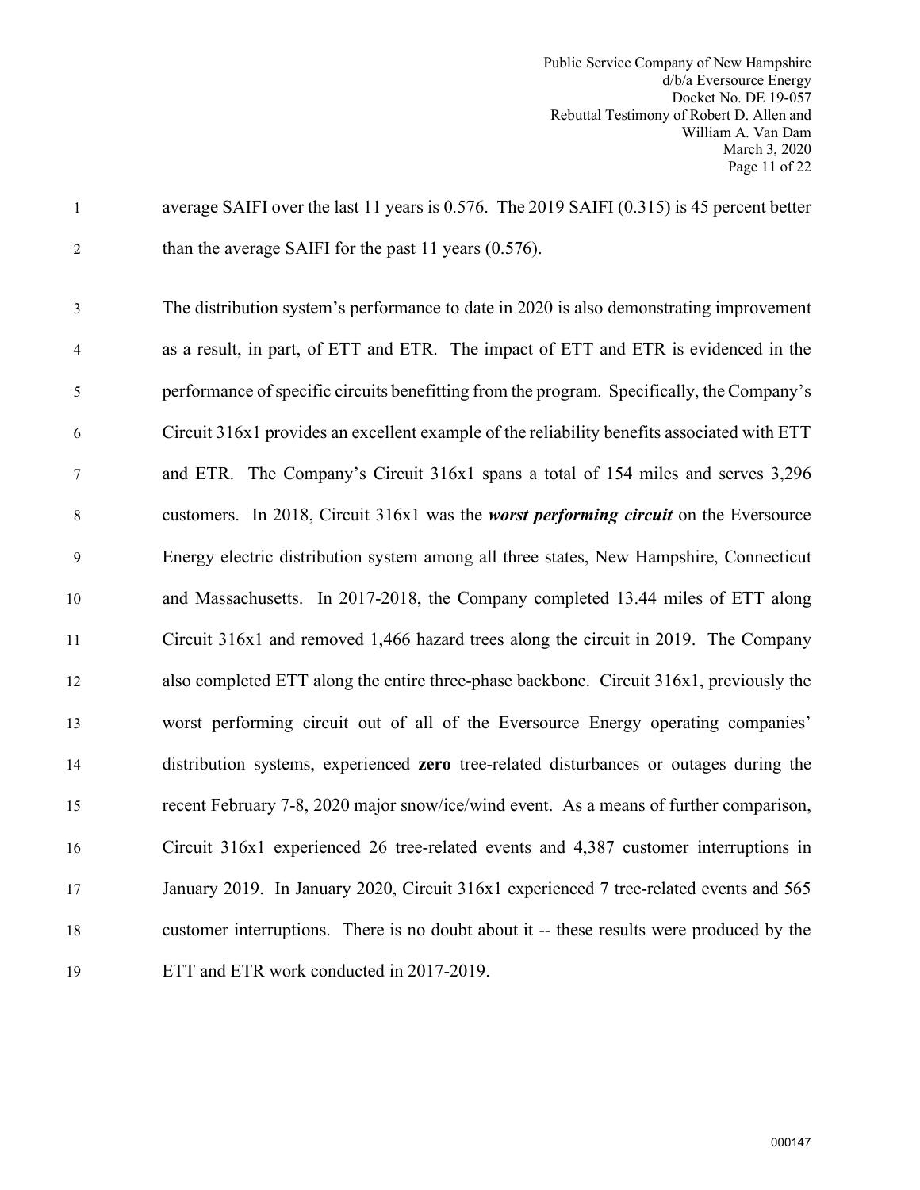average SAIFI over the last 11 years is 0.576. The 2019 SAIFI (0.315) is 45 percent better than the average SAIFI for the past 11 years (0.576).

The distribution system's performance to date in 2020 is also demonstrating improvement as a result, in part, of ETT and ETR. The impact of ETT and ETR is evidenced in the performance of specific circuits benefitting from the program. Specifically, the Company's Circuit 316x1 provides an excellent example of the reliability benefits associated with ETT and ETR. The Company's Circuit 316x1 spans a total of 154 miles and serves 3,296 customers. In 2018, Circuit 316x1 was the ***worst performing circuit*** on the Eversource Energy electric distribution system among all three states, New Hampshire, Connecticut and Massachusetts. In 2017-2018, the Company completed 13.44 miles of ETT along Circuit 316x1 and removed 1,466 hazard trees along the circuit in 2019. The Company also completed ETT along the entire three-phase backbone. Circuit 316x1, previously the worst performing circuit out of all of the Eversource Energy operating companies' distribution systems, experienced **zero** tree-related disturbances or outages during the recent February 7-8, 2020 major snow/ice/wind event. As a means of further comparison, Circuit 316x1 experienced 26 tree-related events and 4,387 customer interruptions in January 2019. In January 2020, Circuit 316x1 experienced 7 tree-related events and 565 customer interruptions. There is no doubt about it -- these results were produced by the ETT and ETR work conducted in 2017-2019.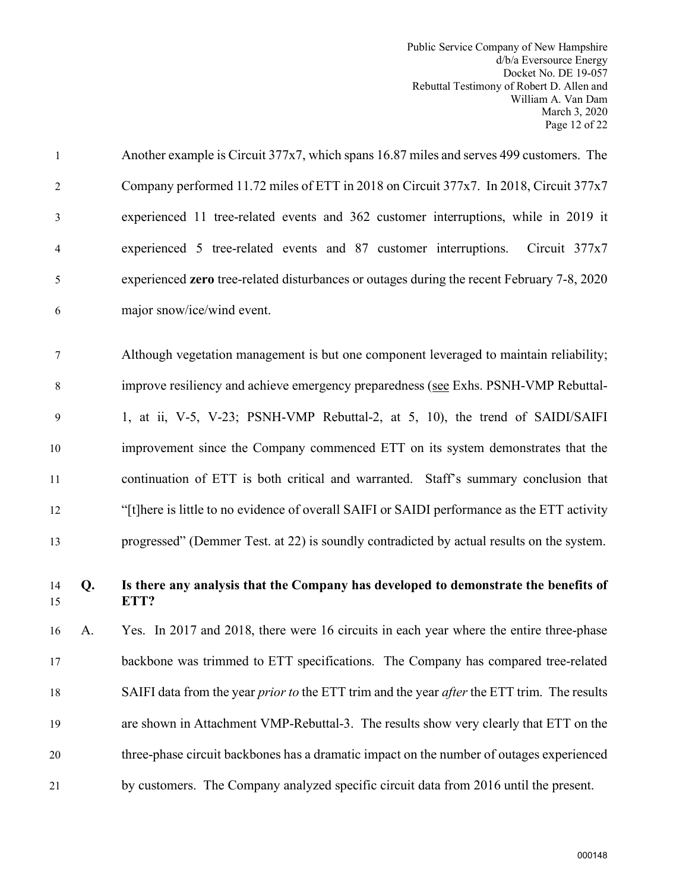Another example is Circuit 377x7, which spans 16.87 miles and serves 499 customers. The Company performed 11.72 miles of ETT in 2018 on Circuit 377x7. In 2018, Circuit 377x7 experienced 11 tree-related events and 362 customer interruptions, while in 2019 it experienced 5 tree-related events and 87 customer interruptions. Circuit 377x7 experienced **zero** tree-related disturbances or outages during the recent February 7-8, 2020 major snow/ice/wind event.

Although vegetation management is but one component leveraged to maintain reliability; improve resiliency and achieve emergency preparedness (<u>see</u> Exhs. PSNH-VMP Rebuttal-1, at ii, V-5, V-23; PSNH-VMP Rebuttal-2, at 5, 10), the trend of SAIDI/SAIFI improvement since the Company commenced ETT on its system demonstrates that the continuation of ETT is both critical and warranted. Staff's summary conclusion that "[t]here is little to no evidence of overall SAIFI or SAIDI performance as the ETT activity progressed" (Demmer Test. at 22) is soundly contradicted by actual results on the system.

**Q. Is there any analysis that the Company has developed to demonstrate the benefits of ETT?**

A. Yes. In 2017 and 2018, there were 16 circuits in each year where the entire three-phase backbone was trimmed to ETT specifications. The Company has compared tree-related SAIFI data from the year *prior to* the ETT trim and the year *after* the ETT trim. The results are shown in Attachment VMP-Rebuttal-3. The results show very clearly that ETT on the three-phase circuit backbones has a dramatic impact on the number of outages experienced by customers. The Company analyzed specific circuit data from 2016 until the present.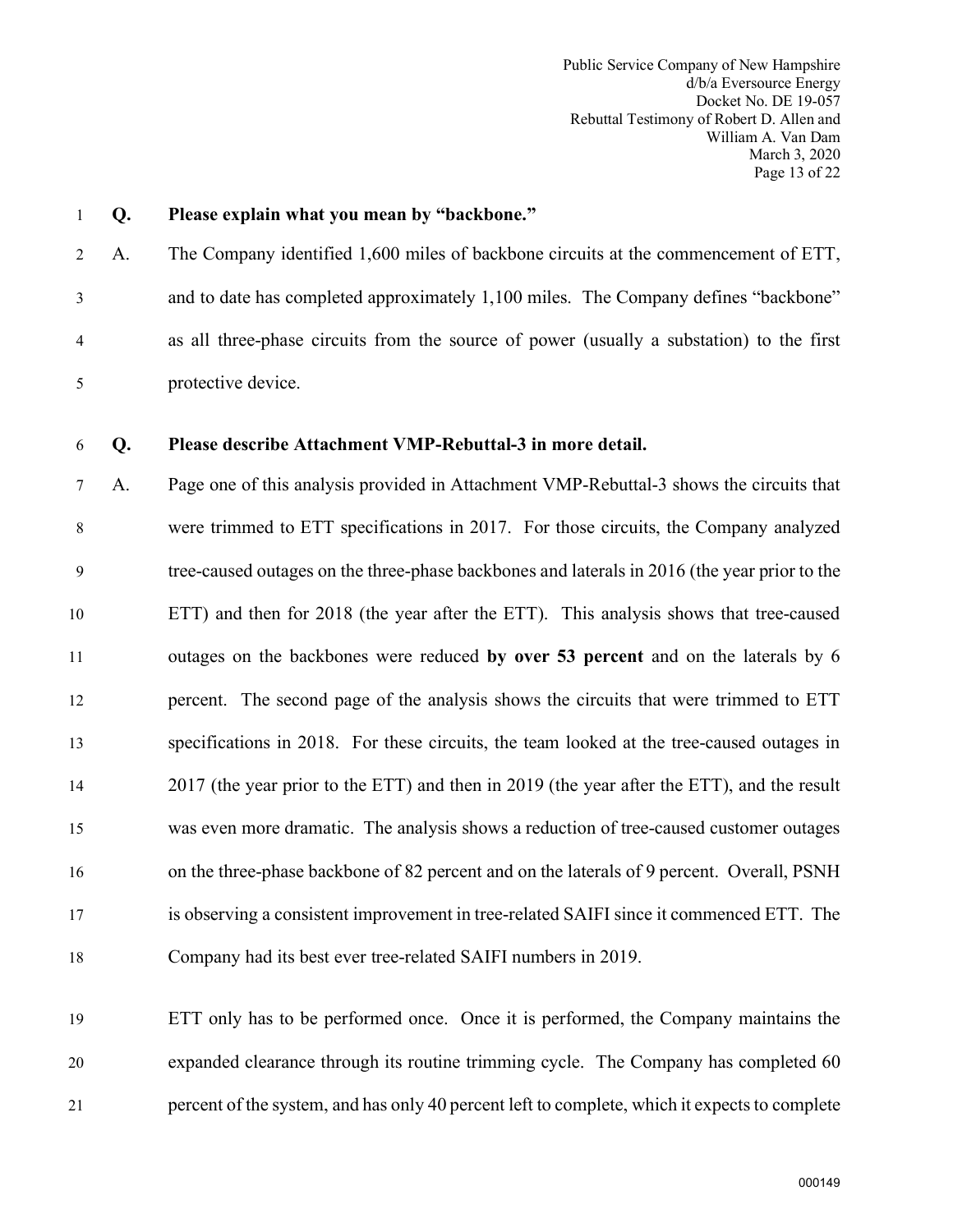**Q. Please explain what you mean by "backbone."**

A. The Company identified 1,600 miles of backbone circuits at the commencement of ETT, and to date has completed approximately 1,100 miles. The Company defines "backbone" as all three-phase circuits from the source of power (usually a substation) to the first protective device.

**Q. Please describe Attachment VMP-Rebuttal-3 in more detail.**

A. Page one of this analysis provided in Attachment VMP-Rebuttal-3 shows the circuits that were trimmed to ETT specifications in 2017. For those circuits, the Company analyzed tree-caused outages on the three-phase backbones and laterals in 2016 (the year prior to the ETT) and then for 2018 (the year after the ETT). This analysis shows that tree-caused outages on the backbones were reduced **by over 53 percent** and on the laterals by 6 percent. The second page of the analysis shows the circuits that were trimmed to ETT specifications in 2018. For these circuits, the team looked at the tree-caused outages in 2017 (the year prior to the ETT) and then in 2019 (the year after the ETT), and the result was even more dramatic. The analysis shows a reduction of tree-caused customer outages on the three-phase backbone of 82 percent and on the laterals of 9 percent. Overall, PSNH is observing a consistent improvement in tree-related SAIFI since it commenced ETT. The Company had its best ever tree-related SAIFI numbers in 2019.

ETT only has to be performed once. Once it is performed, the Company maintains the expanded clearance through its routine trimming cycle. The Company has completed 60 percent of the system, and has only 40 percent left to complete, which it expects to complete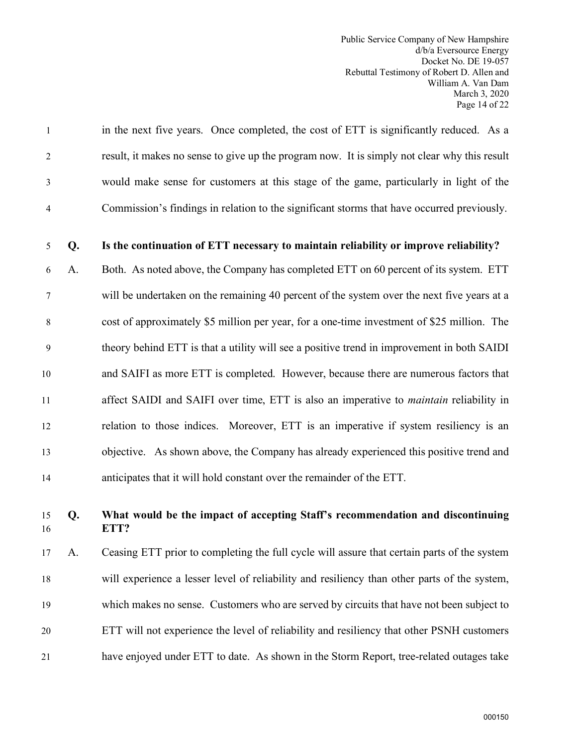in the next five years. Once completed, the cost of ETT is significantly reduced. As a result, it makes no sense to give up the program now. It is simply not clear why this result would make sense for customers at this stage of the game, particularly in light of the Commission's findings in relation to the significant storms that have occurred previously.

**Q. Is the continuation of ETT necessary to maintain reliability or improve reliability?**

A. Both. As noted above, the Company has completed ETT on 60 percent of its system. ETT will be undertaken on the remaining 40 percent of the system over the next five years at a cost of approximately $5 million per year, for a one-time investment of $25 million. The theory behind ETT is that a utility will see a positive trend in improvement in both SAIDI and SAIFI as more ETT is completed. However, because there are numerous factors that affect SAIDI and SAIFI over time, ETT is also an imperative to *maintain* reliability in relation to those indices. Moreover, ETT is an imperative if system resiliency is an objective. As shown above, the Company has already experienced this positive trend and anticipates that it will hold constant over the remainder of the ETT.

**Q. What would be the impact of accepting Staff's recommendation and discontinuing ETT?**

A. Ceasing ETT prior to completing the full cycle will assure that certain parts of the system will experience a lesser level of reliability and resiliency than other parts of the system, which makes no sense. Customers who are served by circuits that have not been subject to ETT will not experience the level of reliability and resiliency that other PSNH customers have enjoyed under ETT to date. As shown in the Storm Report, tree-related outages take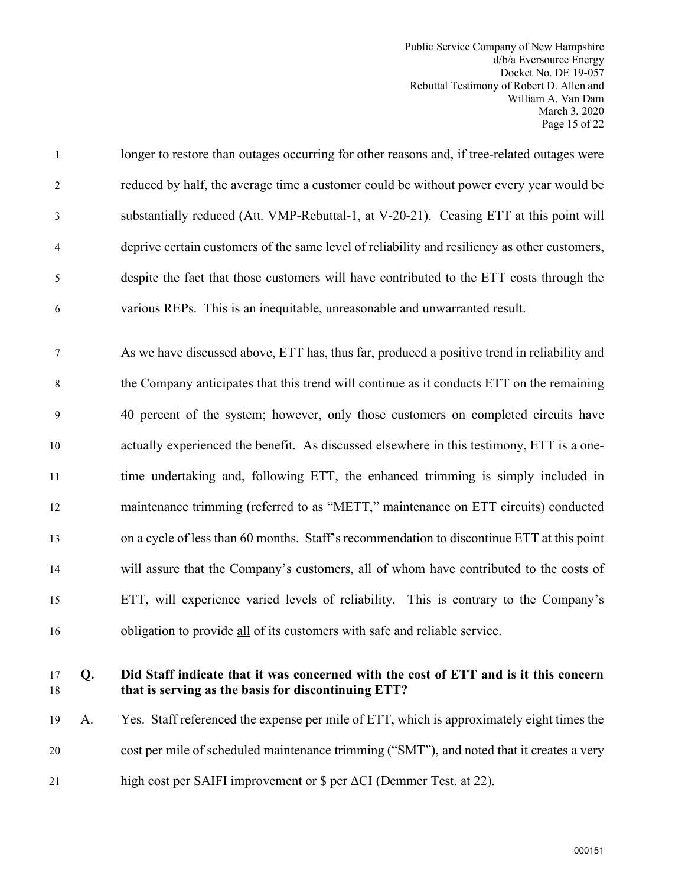longer to restore than outages occurring for other reasons and, if tree-related outages were reduced by half, the average time a customer could be without power every year would be substantially reduced (Att. VMP-Rebuttal-1, at V-20-21). Ceasing ETT at this point will deprive certain customers of the same level of reliability and resiliency as other customers, despite the fact that those customers will have contributed to the ETT costs through the various REPs. This is an inequitable, unreasonable and unwarranted result.

As we have discussed above, ETT has, thus far, produced a positive trend in reliability and the Company anticipates that this trend will continue as it conducts ETT on the remaining 40 percent of the system; however, only those customers on completed circuits have actually experienced the benefit. As discussed elsewhere in this testimony, ETT is a one-time undertaking and, following ETT, the enhanced trimming is simply included in maintenance trimming (referred to as "METT," maintenance on ETT circuits) conducted on a cycle of less than 60 months. Staff's recommendation to discontinue ETT at this point will assure that the Company's customers, all of whom have contributed to the costs of ETT, will experience varied levels of reliability. This is contrary to the Company's obligation to provide all of its customers with safe and reliable service.

**Q. Did Staff indicate that it was concerned with the cost of ETT and is it this concern that is serving as the basis for discontinuing ETT?**

A. Yes. Staff referenced the expense per mile of ETT, which is approximately eight times the cost per mile of scheduled maintenance trimming ("SMT"), and noted that it creates a very high cost per SAIFI improvement or \$ per $\Delta$CI (Demmer Test. at 22).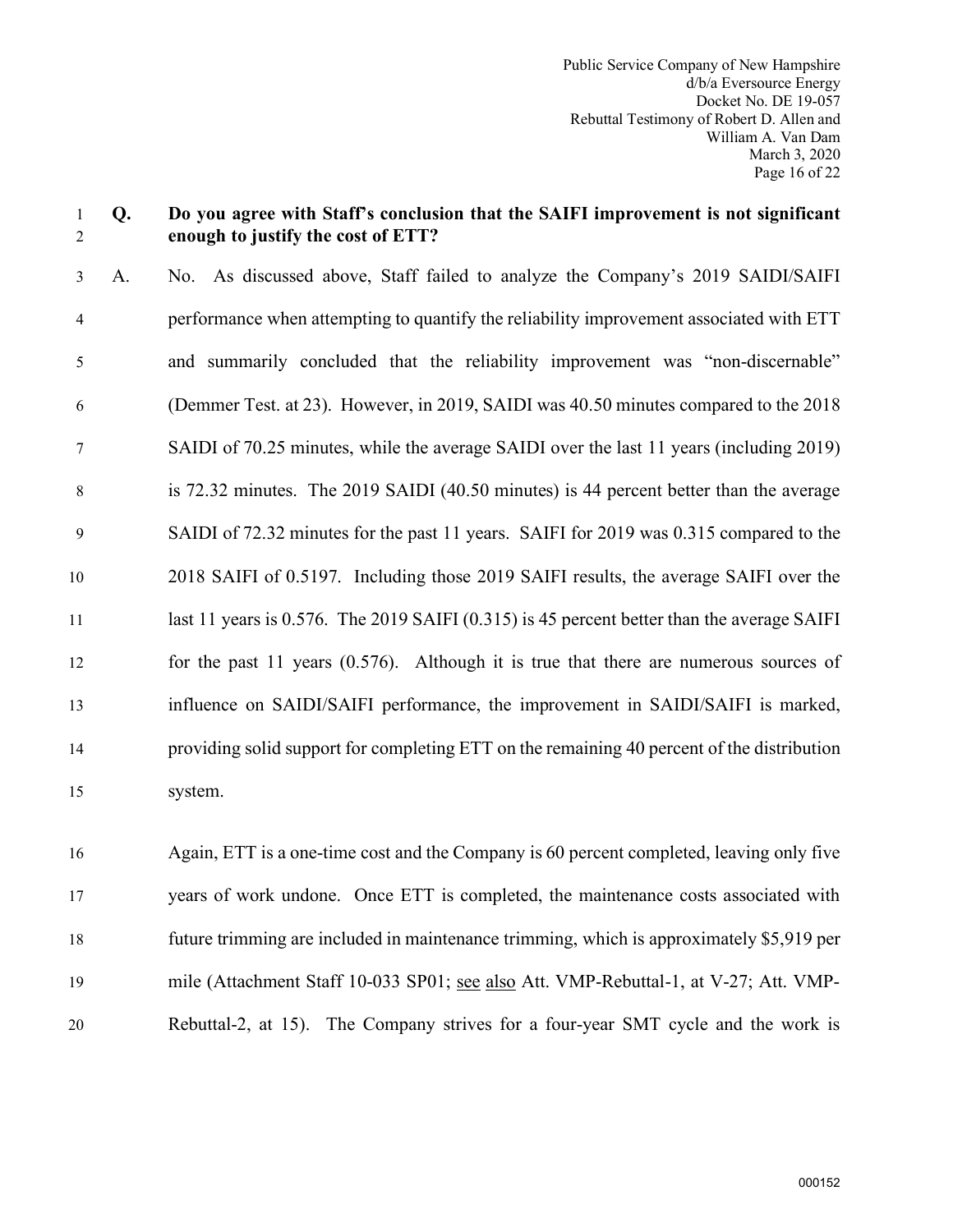**Q. Do you agree with Staff's conclusion that the SAIFI improvement is not significant enough to justify the cost of ETT?**

A. No. As discussed above, Staff failed to analyze the Company's 2019 SAIDI/SAIFI performance when attempting to quantify the reliability improvement associated with ETT and summarily concluded that the reliability improvement was "non-discernable" (Demmer Test. at 23). However, in 2019, SAIDI was 40.50 minutes compared to the 2018 SAIDI of 70.25 minutes, while the average SAIDI over the last 11 years (including 2019) is 72.32 minutes. The 2019 SAIDI (40.50 minutes) is 44 percent better than the average SAIDI of 72.32 minutes for the past 11 years. SAIFI for 2019 was 0.315 compared to the 2018 SAIFI of 0.5197. Including those 2019 SAIFI results, the average SAIFI over the last 11 years is 0.576. The 2019 SAIFI (0.315) is 45 percent better than the average SAIFI for the past 11 years (0.576). Although it is true that there are numerous sources of influence on SAIDI/SAIFI performance, the improvement in SAIDI/SAIFI is marked, providing solid support for completing ETT on the remaining 40 percent of the distribution system.

Again, ETT is a one-time cost and the Company is 60 percent completed, leaving only five years of work undone. Once ETT is completed, the maintenance costs associated with future trimming are included in maintenance trimming, which is approximately $5,919 per mile (Attachment Staff 10-033 SP01; see also Att. VMP-Rebuttal-1, at V-27; Att. VMP-Rebuttal-2, at 15). The Company strives for a four-year SMT cycle and the work is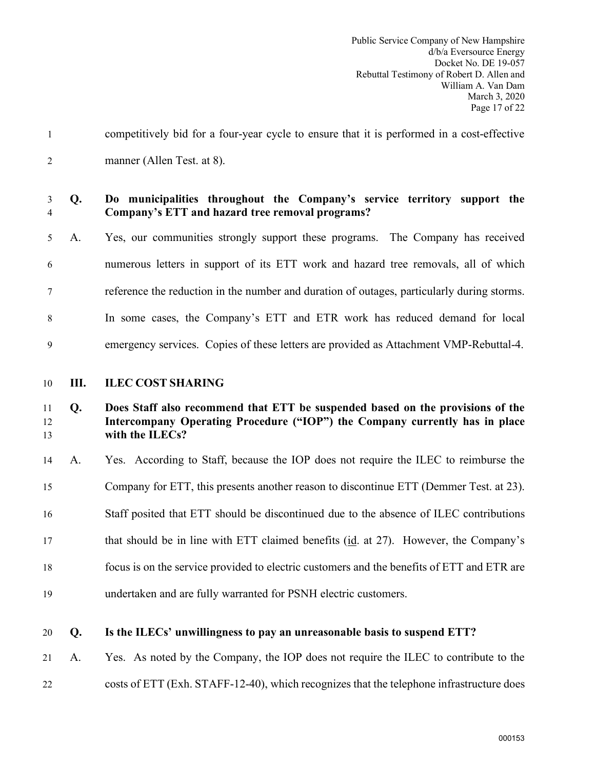competitively bid for a four-year cycle to ensure that it is performed in a cost-effective manner (Allen Test. at 8).

**Q. Do municipalities throughout the Company's service territory support the Company's ETT and hazard tree removal programs?**

A. Yes, our communities strongly support these programs. The Company has received numerous letters in support of its ETT work and hazard tree removals, all of which reference the reduction in the number and duration of outages, particularly during storms. In some cases, the Company's ETT and ETR work has reduced demand for local emergency services. Copies of these letters are provided as Attachment VMP-Rebuttal-4.

## III. ILEC COST SHARING

**Q. Does Staff also recommend that ETT be suspended based on the provisions of the Intercompany Operating Procedure ("IOP") the Company currently has in place with the ILECs?**

A. Yes. According to Staff, because the IOP does not require the ILEC to reimburse the Company for ETT, this presents another reason to discontinue ETT (Demmer Test. at 23). Staff posited that ETT should be discontinued due to the absence of ILEC contributions that should be in line with ETT claimed benefits (id. at 27). However, the Company's focus is on the service provided to electric customers and the benefits of ETT and ETR are undertaken and are fully warranted for PSNH electric customers.

**Q. Is the ILECs' unwillingness to pay an unreasonable basis to suspend ETT?**

A. Yes. As noted by the Company, the IOP does not require the ILEC to contribute to the costs of ETT (Exh. STAFF-12-40), which recognizes that the telephone infrastructure does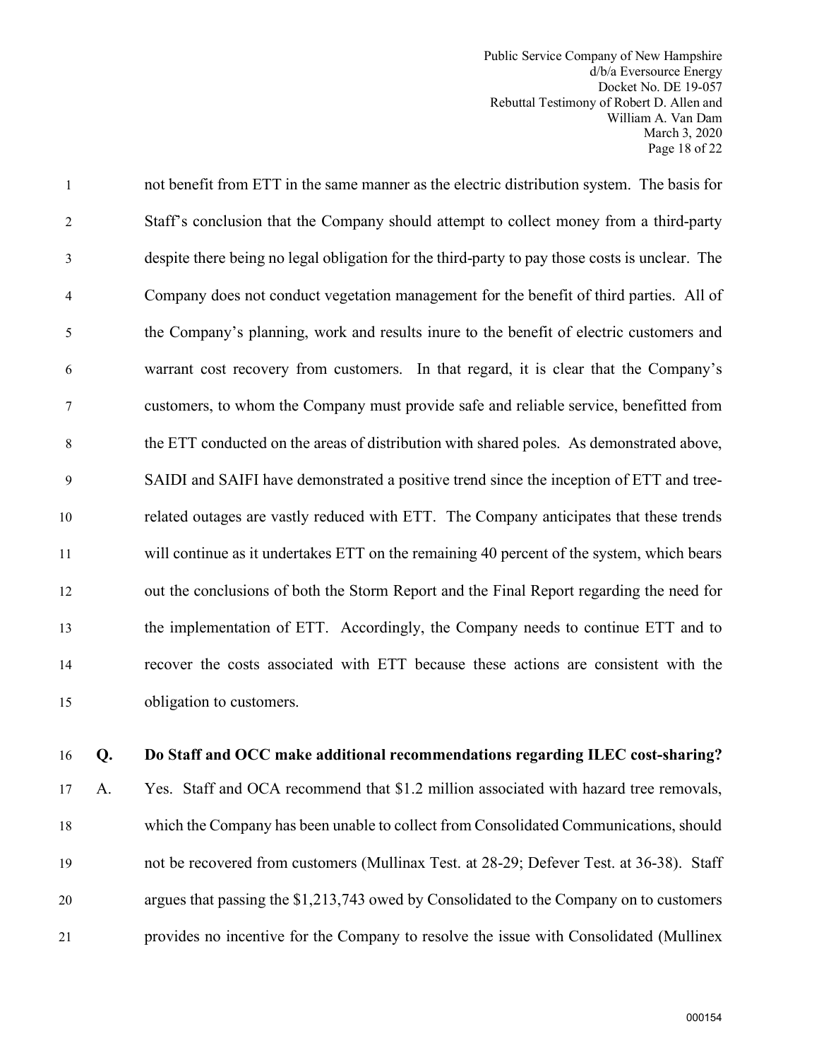not benefit from ETT in the same manner as the electric distribution system. The basis for Staff's conclusion that the Company should attempt to collect money from a third-party despite there being no legal obligation for the third-party to pay those costs is unclear. The Company does not conduct vegetation management for the benefit of third parties. All of the Company's planning, work and results inure to the benefit of electric customers and warrant cost recovery from customers. In that regard, it is clear that the Company's customers, to whom the Company must provide safe and reliable service, benefitted from the ETT conducted on the areas of distribution with shared poles. As demonstrated above, SAIDI and SAIFI have demonstrated a positive trend since the inception of ETT and tree-related outages are vastly reduced with ETT. The Company anticipates that these trends will continue as it undertakes ETT on the remaining 40 percent of the system, which bears out the conclusions of both the Storm Report and the Final Report regarding the need for the implementation of ETT. Accordingly, the Company needs to continue ETT and to recover the costs associated with ETT because these actions are consistent with the obligation to customers.

**Q. Do Staff and OCC make additional recommendations regarding ILEC cost-sharing?**

A. Yes. Staff and OCA recommend that $1.2 million associated with hazard tree removals, which the Company has been unable to collect from Consolidated Communications, should not be recovered from customers (Mullinax Test. at 28-29; Defever Test. at 36-38). Staff argues that passing the $1,213,743 owed by Consolidated to the Company on to customers provides no incentive for the Company to resolve the issue with Consolidated (Mullinex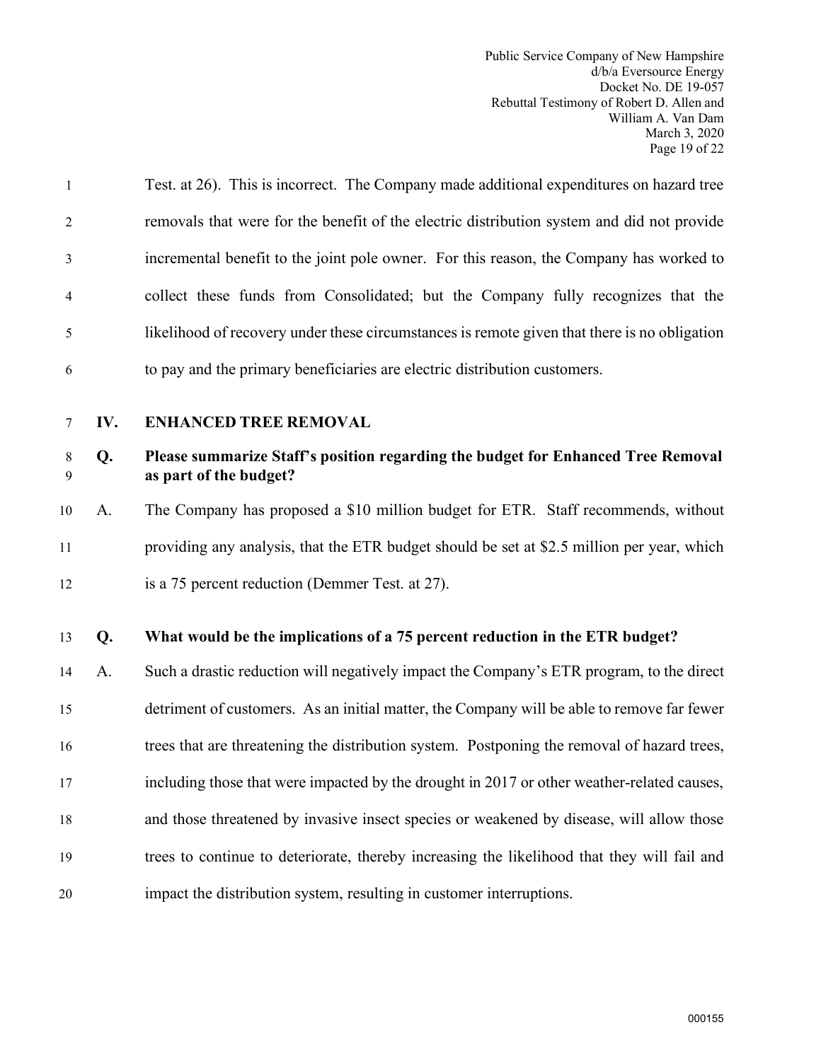Test. at 26). This is incorrect. The Company made additional expenditures on hazard tree removals that were for the benefit of the electric distribution system and did not provide incremental benefit to the joint pole owner. For this reason, the Company has worked to collect these funds from Consolidated; but the Company fully recognizes that the likelihood of recovery under these circumstances is remote given that there is no obligation to pay and the primary beneficiaries are electric distribution customers.

## IV. ENHANCED TREE REMOVAL

**Q. Please summarize Staff's position regarding the budget for Enhanced Tree Removal as part of the budget?**

A. The Company has proposed a $10 million budget for ETR. Staff recommends, without providing any analysis, that the ETR budget should be set at $2.5 million per year, which is a 75 percent reduction (Demmer Test. at 27).

**Q. What would be the implications of a 75 percent reduction in the ETR budget?**

A. Such a drastic reduction will negatively impact the Company's ETR program, to the direct detriment of customers. As an initial matter, the Company will be able to remove far fewer trees that are threatening the distribution system. Postponing the removal of hazard trees, including those that were impacted by the drought in 2017 or other weather-related causes, and those threatened by invasive insect species or weakened by disease, will allow those trees to continue to deteriorate, thereby increasing the likelihood that they will fail and impact the distribution system, resulting in customer interruptions.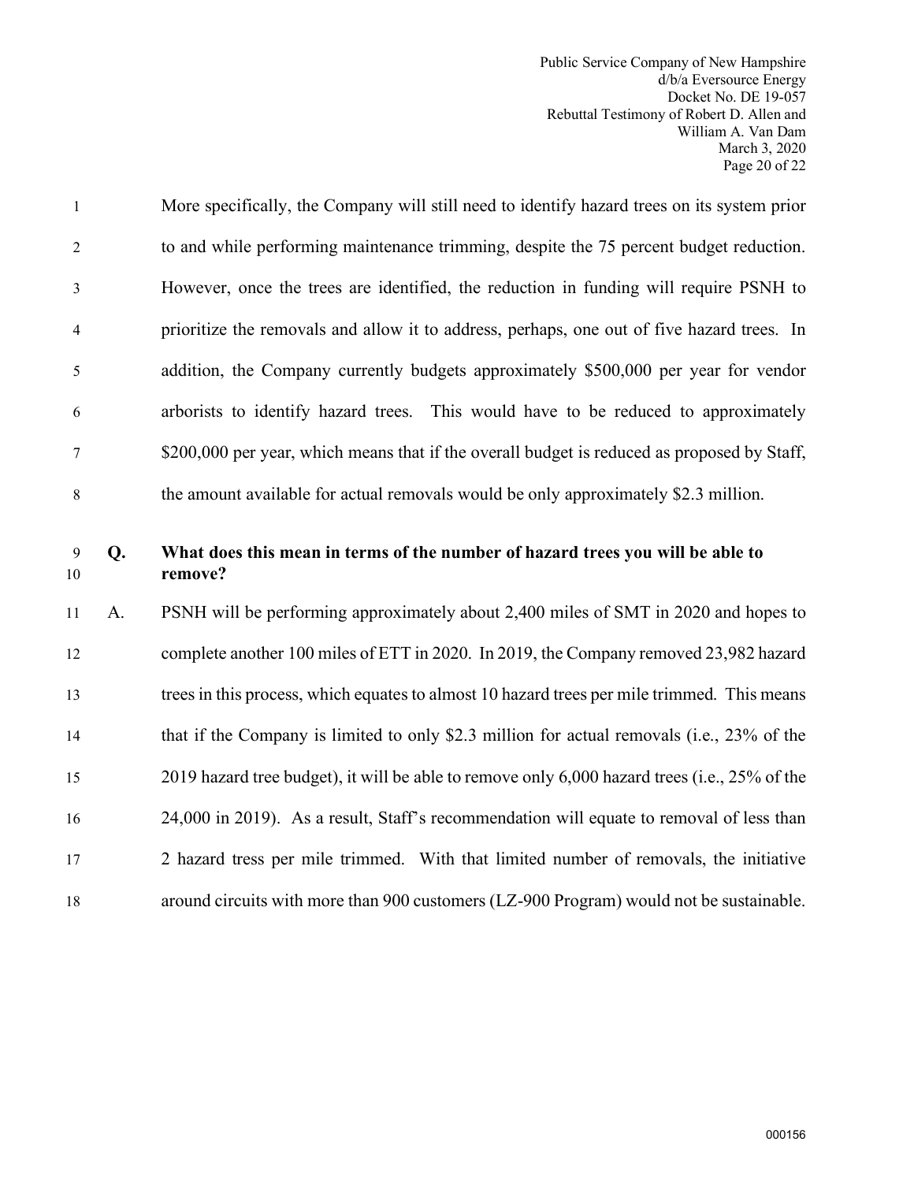More specifically, the Company will still need to identify hazard trees on its system prior to and while performing maintenance trimming, despite the 75 percent budget reduction. However, once the trees are identified, the reduction in funding will require PSNH to prioritize the removals and allow it to address, perhaps, one out of five hazard trees. In addition, the Company currently budgets approximately $500,000 per year for vendor arborists to identify hazard trees. This would have to be reduced to approximately $200,000 per year, which means that if the overall budget is reduced as proposed by Staff, the amount available for actual removals would be only approximately $2.3 million.

**Q. What does this mean in terms of the number of hazard trees you will be able to remove?**

A. PSNH will be performing approximately about 2,400 miles of SMT in 2020 and hopes to complete another 100 miles of ETT in 2020. In 2019, the Company removed 23,982 hazard trees in this process, which equates to almost 10 hazard trees per mile trimmed. This means that if the Company is limited to only $2.3 million for actual removals (i.e., 23% of the 2019 hazard tree budget), it will be able to remove only 6,000 hazard trees (i.e., 25% of the 24,000 in 2019). As a result, Staff's recommendation will equate to removal of less than 2 hazard tress per mile trimmed. With that limited number of removals, the initiative around circuits with more than 900 customers (LZ-900 Program) would not be sustainable.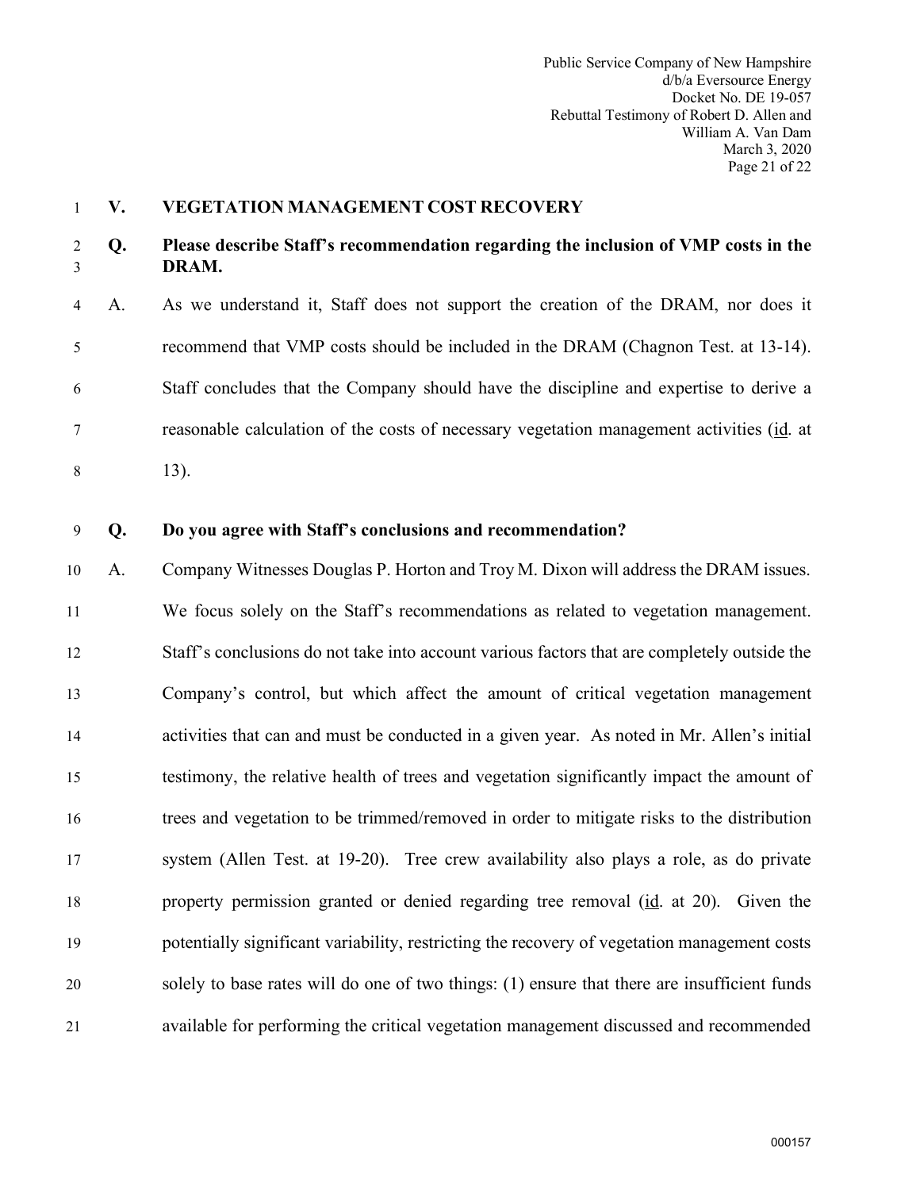## V. VEGETATION MANAGEMENT COST RECOVERY

**Q. Please describe Staff's recommendation regarding the inclusion of VMP costs in the DRAM.**

A. As we understand it, Staff does not support the creation of the DRAM, nor does it recommend that VMP costs should be included in the DRAM (Chagnon Test. at 13-14). Staff concludes that the Company should have the discipline and expertise to derive a reasonable calculation of the costs of necessary vegetation management activities (id. at 13).

**Q. Do you agree with Staff's conclusions and recommendation?**

A. Company Witnesses Douglas P. Horton and Troy M. Dixon will address the DRAM issues. We focus solely on the Staff's recommendations as related to vegetation management. Staff's conclusions do not take into account various factors that are completely outside the Company's control, but which affect the amount of critical vegetation management activities that can and must be conducted in a given year. As noted in Mr. Allen's initial testimony, the relative health of trees and vegetation significantly impact the amount of trees and vegetation to be trimmed/removed in order to mitigate risks to the distribution system (Allen Test. at 19-20). Tree crew availability also plays a role, as do private property permission granted or denied regarding tree removal (id. at 20). Given the potentially significant variability, restricting the recovery of vegetation management costs solely to base rates will do one of two things: (1) ensure that there are insufficient funds available for performing the critical vegetation management discussed and recommended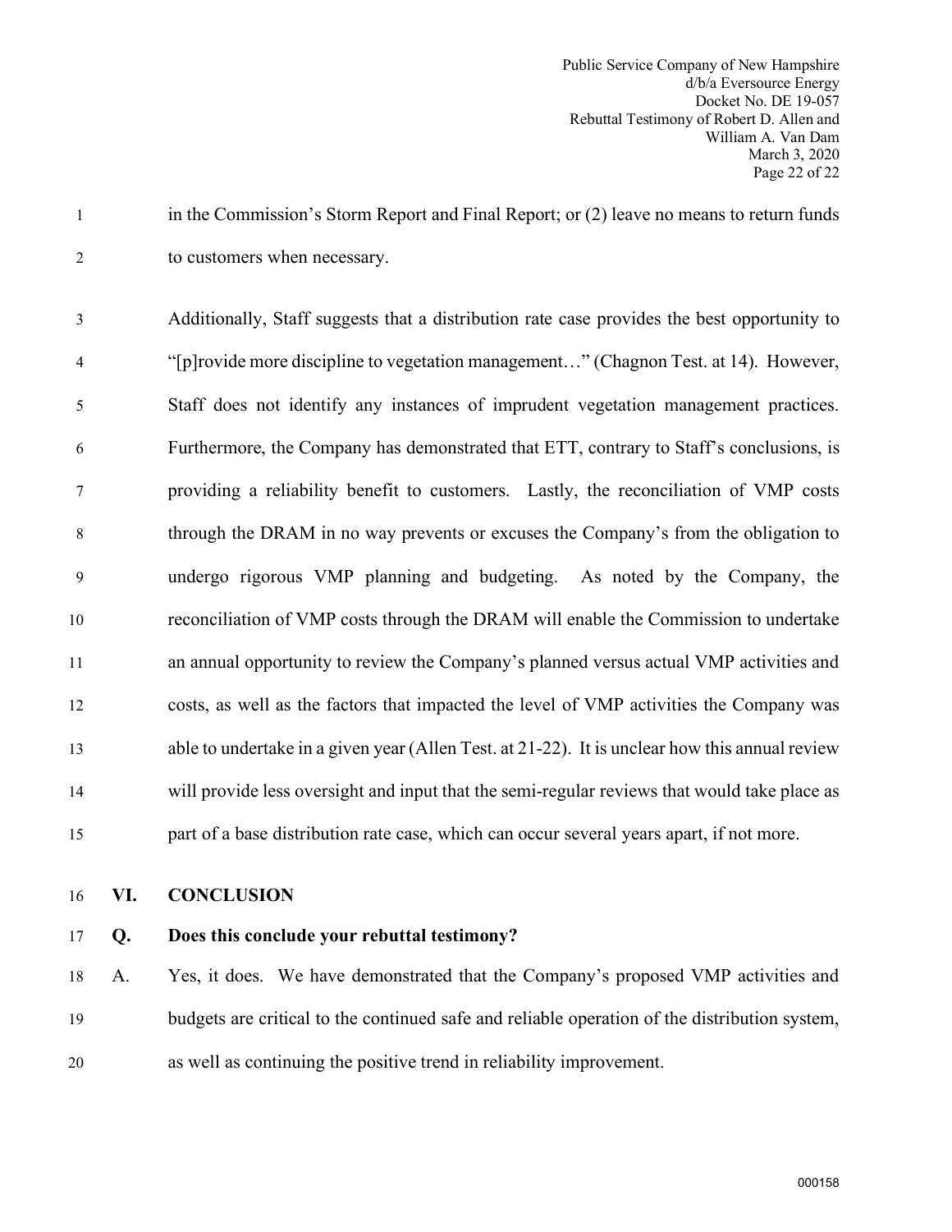in the Commission's Storm Report and Final Report; or (2) leave no means to return funds to customers when necessary.

Additionally, Staff suggests that a distribution rate case provides the best opportunity to "[p]rovide more discipline to vegetation management…" (Chagnon Test. at 14). However, Staff does not identify any instances of imprudent vegetation management practices. Furthermore, the Company has demonstrated that ETT, contrary to Staff's conclusions, is providing a reliability benefit to customers. Lastly, the reconciliation of VMP costs through the DRAM in no way prevents or excuses the Company's from the obligation to undergo rigorous VMP planning and budgeting. As noted by the Company, the reconciliation of VMP costs through the DRAM will enable the Commission to undertake an annual opportunity to review the Company's planned versus actual VMP activities and costs, as well as the factors that impacted the level of VMP activities the Company was able to undertake in a given year (Allen Test. at 21-22). It is unclear how this annual review will provide less oversight and input that the semi-regular reviews that would take place as part of a base distribution rate case, which can occur several years apart, if not more.

## VI. CONCLUSION

**Q. Does this conclude your rebuttal testimony?**

A. Yes, it does. We have demonstrated that the Company's proposed VMP activities and budgets are critical to the continued safe and reliable operation of the distribution system, as well as continuing the positive trend in reliability improvement.